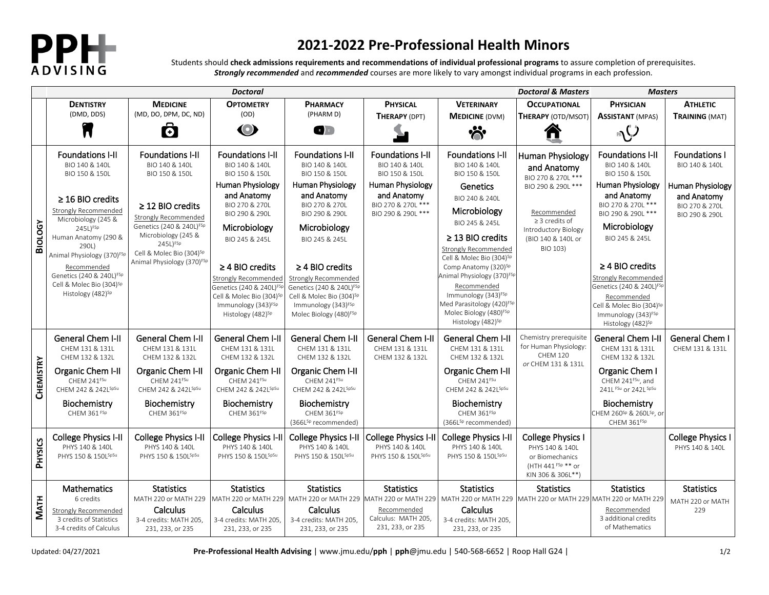# 2021-2022 Pre-Professional Health Minors

Students should **check admissions requirements and recommendations of individual professional programs** to assure completion of prerequisites. ***Strongly recommended*** and ***recommended*** courses are more likely to vary amongst individual programs in each profession.

| | *Doctoral* | | | | | | *Doctoral & Masters* | *Masters* | |
|---|---|---|---|---|---|---|---|---|---|
| | **DENTISTRY** (DMD, DDS) | **MEDICINE** (MD, DO, DPM, DC, ND) | **OPTOMETRY** (OD) | **PHARMACY** (PHARM D) | **PHYSICAL THERAPY** (DPT) | **VETERINARY MEDICINE** (DVM) | **OCCUPATIONAL THERAPY** (OTD/MSOT) | **PHYSICIAN ASSISTANT** (MPAS) | **ATHLETIC TRAINING** (MAT) |
| **BIOLOGY** | Foundations I-II<br>BIO 140 & 140L<br>BIO 150 & 150L<br><br>≥ 16 BIO credits<br><u>Strongly Recommended</u><br>Microbiology (245 & 245L)FSp<br>Human Anatomy (290 & 290L)<br>Animal Physiology (370)FSp<br><u>Recommended</u><br>Genetics (240 & 240L)FSp<br>Cell & Molec Bio (304)Sp<br>Histology (482)Sp | Foundations I-II<br>BIO 140 & 140L<br>BIO 150 & 150L<br><br>≥ 12 BIO credits<br><u>Strongly Recommended</u><br>Genetics (240 & 240L)FSp<br>Microbiology (245 & 245L)FSp<br>Cell & Molec Bio (304)Sp<br>Animal Physiology (370)FSp | Foundations I-II<br>BIO 140 & 140L<br>BIO 150 & 150L<br>Human Physiology and Anatomy<br>BIO 270 & 270L<br>BIO 290 & 290L<br>Microbiology<br>BIO 245 & 245L<br><br>≥ 4 BIO credits<br><u>Strongly Recommended</u><br>Genetics (240 & 240L)FSp<br>Cell & Molec Bio (304)Sp<br>Immunology (343)FSp<br>Histology (482)Sp | Foundations I-II<br>BIO 140 & 140L<br>BIO 150 & 150L<br>Human Physiology and Anatomy<br>BIO 270 & 270L<br>BIO 290 & 290L<br>Microbiology<br>BIO 245 & 245L<br><br>≥ 4 BIO credits<br><u>Strongly Recommended</u><br>Genetics (240 & 240L)FSp<br>Cell & Molec Bio (304)Sp<br>Immunology (343)FSp<br>Molec Biology (480)FSp | Foundations I-II<br>BIO 140 & 140L<br>BIO 150 & 150L<br>Human Physiology and Anatomy<br>BIO 270 & 270L ***<br>BIO 290 & 290L *** | Foundations I-II<br>BIO 140 & 140L<br>BIO 150 & 150L<br>Genetics<br>BIO 240 & 240L<br>Microbiology<br>BIO 245 & 245L<br>≥ 13 BIO credits<br><u>Strongly Recommended</u><br>Cell & Molec Bio (304)Sp<br>Comp Anatomy (320)Sp<br>Animal Physiology (370)FSp<br><u>Recommended</u><br>Immunology (343)FSp<br>Med Parasitology (420)FSp<br>Molec Biology (480)FSp<br>Histology (482)Sp | Human Physiology and Anatomy<br>BIO 270 & 270L ***<br>BIO 290 & 290L ***<br><br><u>Recommended</u><br>≥ 3 credits of Introductory Biology (BIO 140 & 140L or BIO 103) | Foundations I-II<br>BIO 140 & 140L<br>BIO 150 & 150L<br>Human Physiology and Anatomy<br>BIO 270 & 270L ***<br>BIO 290 & 290L ***<br>Microbiology<br>BIO 245 & 245L<br><br>≥ 4 BIO credits<br><u>Strongly Recommended</u><br>Genetics (240 & 240L)FSp<br><u>Recommended</u><br>Cell & Molec Bio (304)Sp<br>Immunology (343)FSp<br>Histology (482)Sp | Foundations I<br>BIO 140 & 140L<br><br>Human Physiology and Anatomy<br>BIO 270 & 270L<br>BIO 290 & 290L |
| **CHEMISTRY** | General Chem I-II<br>CHEM 131 & 131L<br>CHEM 132 & 132L<br>Organic Chem I-II<br>CHEM 241FSu<br>CHEM 242 & 242LSpSu<br>Biochemistry<br>CHEM 361 FSp | General Chem I-II<br>CHEM 131 & 131L<br>CHEM 132 & 132L<br>Organic Chem I-II<br>CHEM 241FSu<br>CHEM 242 & 242LSpSu<br>Biochemistry<br>CHEM 361FSp | General Chem I-II<br>CHEM 131 & 131L<br>CHEM 132 & 132L<br>Organic Chem I-II<br>CHEM 241FSu<br>CHEM 242 & 242LSpSu<br>Biochemistry<br>CHEM 361FSp | General Chem I-II<br>CHEM 131 & 131L<br>CHEM 132 & 132L<br>Organic Chem I-II<br>CHEM 241FSu<br>CHEM 242 & 242LSpSu<br>Biochemistry<br>CHEM 361FSp<br>(366LSp recommended) | General Chem I-II<br>CHEM 131 & 131L<br>CHEM 132 & 132L | General Chem I-II<br>CHEM 131 & 131L<br>CHEM 132 & 132L<br>Organic Chem I-II<br>CHEM 241FSu<br>CHEM 242 & 242LSpSu<br>Biochemistry<br>CHEM 361FSp<br>(366LSp recommended) | Chemistry prerequisite for Human Physiology:<br>CHEM 120<br>*or* CHEM 131 & 131L | General Chem I-II<br>CHEM 131 & 131L<br>CHEM 132 & 132L<br>Organic Chem I<br>CHEM 241FSu, and 241L FSu or 242L SpSu<br>Biochemistry<br>CHEM 260Sp & 260LSp, or CHEM 361FSp | General Chem I<br>CHEM 131 & 131L |
| **PHYSICS** | College Physics I-II<br>PHYS 140 & 140L<br>PHYS 150 & 150LSpSu | College Physics I-II<br>PHYS 140 & 140L<br>PHYS 150 & 150LSpSu | College Physics I-II<br>PHYS 140 & 140L<br>PHYS 150 & 150LSpSu | College Physics I-II<br>PHYS 140 & 140L<br>PHYS 150 & 150LSpSu | College Physics I-II<br>PHYS 140 & 140L<br>PHYS 150 & 150LSpSu | College Physics I-II<br>PHYS 140 & 140L<br>PHYS 150 & 150LSpSu | College Physics I<br>PHYS 140 & 140L<br>or Biomechanics<br>(HTH 441 FSp ** or KIN 306 & 306L**) | | College Physics I<br>PHYS 140 & 140L |
| **MATH** | Mathematics<br>6 credits<br><u>Strongly Recommended</u><br>3 credits of Statistics<br>3-4 credits of Calculus | Statistics<br>MATH 220 or MATH 229<br>Calculus<br>3-4 credits: MATH 205, 231, 233, or 235 | Statistics<br>MATH 220 or MATH 229<br>Calculus<br>3-4 credits: MATH 205, 231, 233, or 235 | Statistics<br>MATH 220 or MATH 229<br>Calculus<br>3-4 credits: MATH 205, 231, 233, or 235 | Statistics<br>MATH 220 or MATH 229<br><u>Recommended</u><br>Calculus: MATH 205, 231, 233, or 235 | Statistics<br>MATH 220 or MATH 229<br>Calculus<br>3-4 credits: MATH 205, 231, 233, or 235 | Statistics<br>MATH 220 or MATH 229 | Statistics<br>MATH 220 or MATH 229<br><u>Recommended</u><br>3 additional credits of Mathematics | Statistics<br>MATH 220 or MATH 229 |

Updated: 04/27/2021

**Pre-Professional Health Advising** | www.jmu.edu/**pph** | **pph**@jmu.edu | 540-568-6652 | Roop Hall G24 |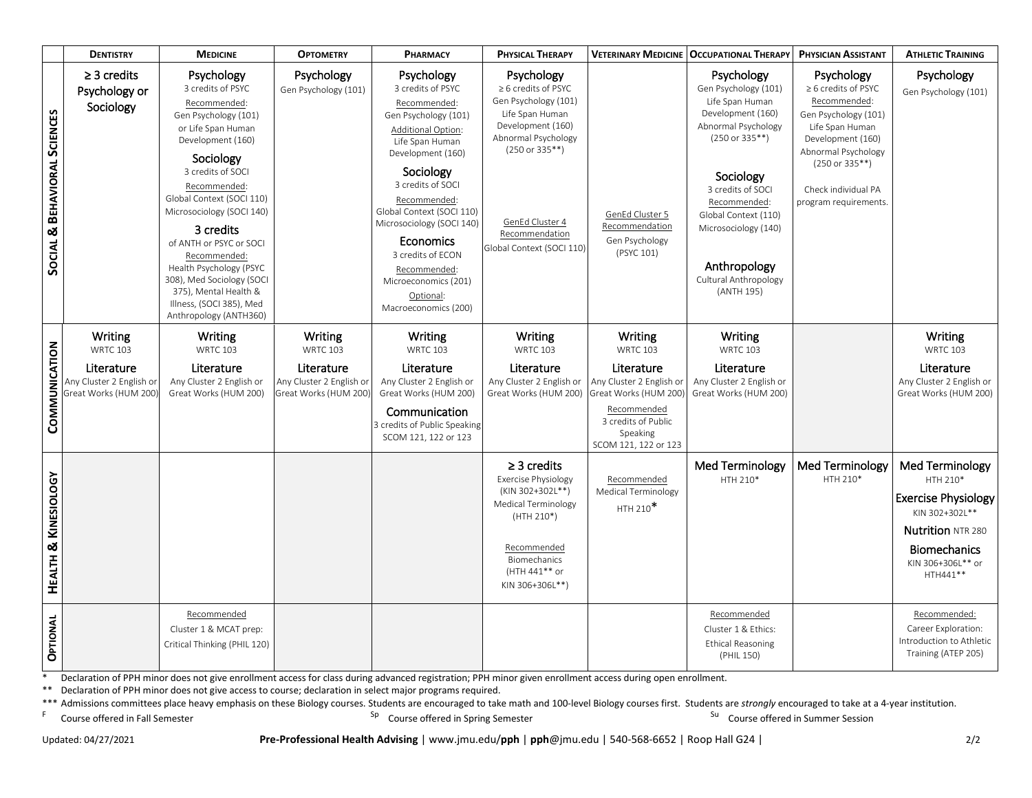| | Dentistry | Medicine | Optometry | Pharmacy | Physical Therapy | Veterinary Medicine | Occupational Therapy | Physician Assistant | Athletic Training |
|---|---|---|---|---|---|---|---|---|---|
| **Social & Behavioral Sciences** | ≥ 3 credits Psychology or Sociology | **Psychology** 3 credits of PSYC Recommended: Gen Psychology (101) or Life Span Human Development (160) **Sociology** 3 credits of SOCI Recommended: Global Context (SOCI 110) Microsociology (SOCI 140) **3 credits** of ANTH or PSYC or SOCI Recommended: Health Psychology (PSYC 308), Med Sociology (SOCI 375), Mental Health & Illness, (SOCI 385), Med Anthropology (ANTH360) | **Psychology** Gen Psychology (101) | **Psychology** 3 credits of PSYC Recommended: Gen Psychology (101) Additional Option: Life Span Human Development (160) **Sociology** 3 credits of SOCI Recommended: Global Context (SOCI 110) Microsociology (SOCI 140) **Economics** 3 credits of ECON Recommended: Microeconomics (201) Optional: Macroeconomics (200) | **Psychology** ≥ 6 credits of PSYC Gen Psychology (101) Life Span Human Development (160) Abnormal Psychology (250 or 335**) GenEd Cluster 4 Recommendation Global Context (SOCI 110) | GenEd Cluster 5 Recommendation Gen Psychology (PSYC 101) | **Psychology** Gen Psychology (101) Life Span Human Development (160) Abnormal Psychology (250 or 335**) **Sociology** 3 credits of SOCI Recommended: Global Context (110) Microsociology (140) **Anthropology** Cultural Anthropology (ANTH 195) | **Psychology** ≥ 6 credits of PSYC Recommended: Gen Psychology (101) Life Span Human Development (160) Abnormal Psychology (250 or 335**) Check individual PA program requirements. | **Psychology** Gen Psychology (101) |
| **Communication** | **Writing** WRTC 103 **Literature** Any Cluster 2 English or Great Works (HUM 200) | **Writing** WRTC 103 **Literature** Any Cluster 2 English or Great Works (HUM 200) | **Writing** WRTC 103 **Literature** Any Cluster 2 English or Great Works (HUM 200) | **Writing** WRTC 103 **Literature** Any Cluster 2 English or Great Works (HUM 200) **Communication** 3 credits of Public Speaking SCOM 121, 122 or 123 | **Writing** WRTC 103 **Literature** Any Cluster 2 English or Great Works (HUM 200) | **Writing** WRTC 103 **Literature** Any Cluster 2 English or Great Works (HUM 200) Recommended 3 credits of Public Speaking SCOM 121, 122 or 123 | **Writing** WRTC 103 **Literature** Any Cluster 2 English or Great Works (HUM 200) | | **Writing** WRTC 103 **Literature** Any Cluster 2 English or Great Works (HUM 200) |
| **Health & Kinesiology** | | | | | **≥ 3 credits** Exercise Physiology (KIN 302+302L**) Medical Terminology (HTH 210*) Recommended Biomechanics (HTH 441** or KIN 306+306L**) | Recommended Medical Terminology HTH 210* | **Med Terminology** HTH 210* | **Med Terminology** HTH 210* | **Med Terminology** HTH 210* **Exercise Physiology** KIN 302+302L** **Nutrition** NTR 280 **Biomechanics** KIN 306+306L** or HTH441** |
| **Optional** | | Recommended Cluster 1 & MCAT prep: Critical Thinking (PHIL 120) | | | | | Recommended Cluster 1 & Ethics: Ethical Reasoning (PHIL 150) | | Recommended: Career Exploration: Introduction to Athletic Training (ATEP 205) |

\* Declaration of PPH minor does not give enrollment access for class during advanced registration; PPH minor given enrollment access during open enrollment.

\*\* Declaration of PPH minor does not give access to course; declaration in select major programs required.

\*\*\* Admissions committees place heavy emphasis on these Biology courses. Students are encouraged to take math and 100-level Biology courses first. Students are *strongly* encouraged to take at a 4-year institution.

[F] Course offered in Fall Semester [Sp] Course offered in Spring Semester [Su] Course offered in Summer Session

Updated: 04/27/2021

**Pre-Professional Health Advising** | www.jmu.edu/**pph** | **pph**@jmu.edu | 540-568-6652 | Roop Hall G24 |